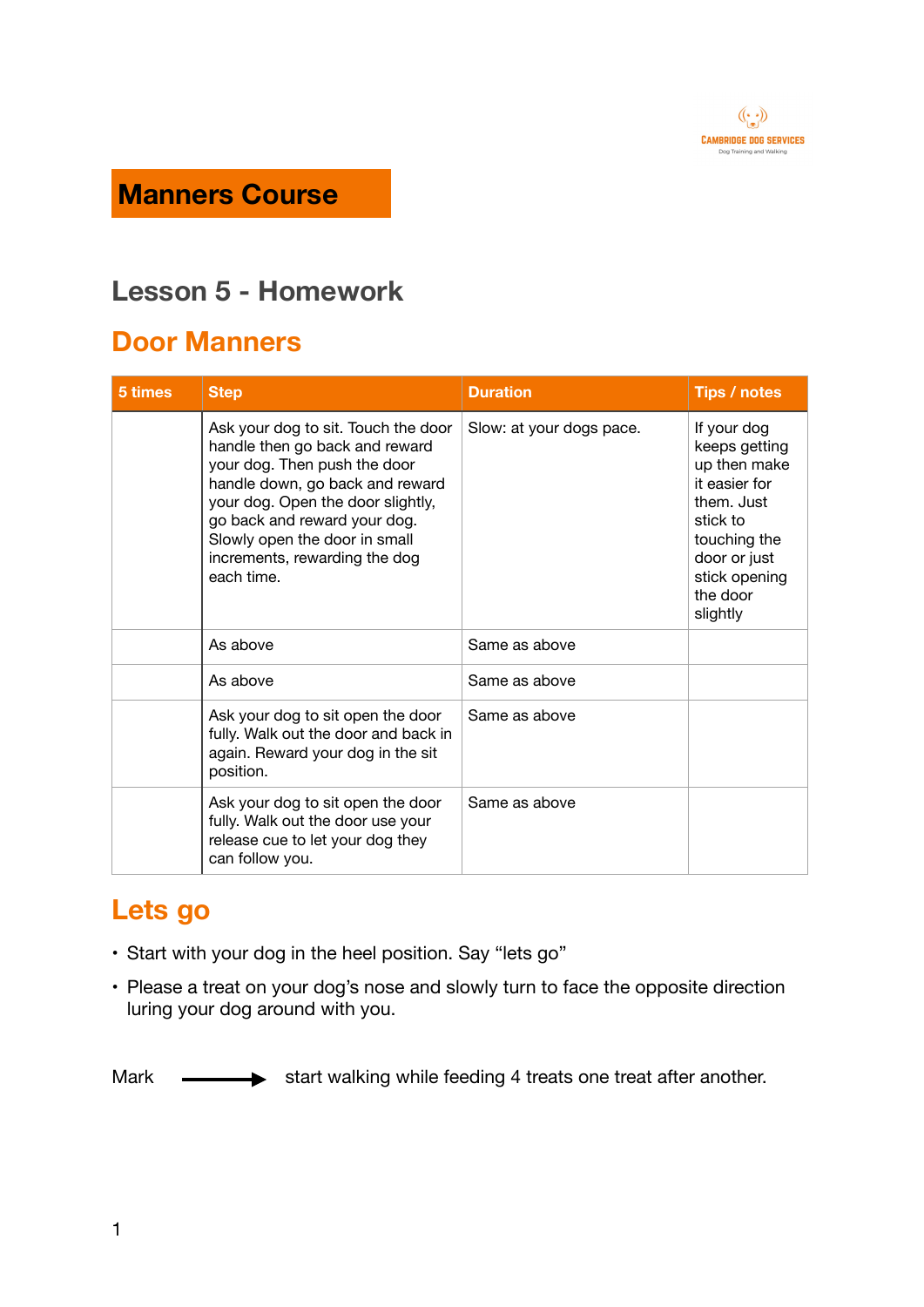# Manners Course

## Lesson 5 - Homework

## Door Manners

| 5 times | Step | Duration | Tips / notes |
| --- | --- | --- | --- |
| | Ask your dog to sit. Touch the door handle then go back and reward your dog. Then push the door handle down, go back and reward your dog. Open the door slightly, go back and reward your dog. Slowly open the door in small increments, rewarding the dog each time. | Slow: at your dogs pace. | If your dog keeps getting up then make it easier for them. Just stick to touching the door or just stick opening the door slightly |
| | As above | Same as above | |
| | As above | Same as above | |
| | Ask your dog to sit open the door fully. Walk out the door and back in again. Reward your dog in the sit position. | Same as above | |
| | Ask your dog to sit open the door fully. Walk out the door use your release cue to let your dog they can follow you. | Same as above | |

## Lets go

- Start with your dog in the heel position. Say “lets go”
- Please a treat on your dog’s nose and slowly turn to face the opposite direction luring your dog around with you.

Mark ⟶ start walking while feeding 4 treats one treat after another.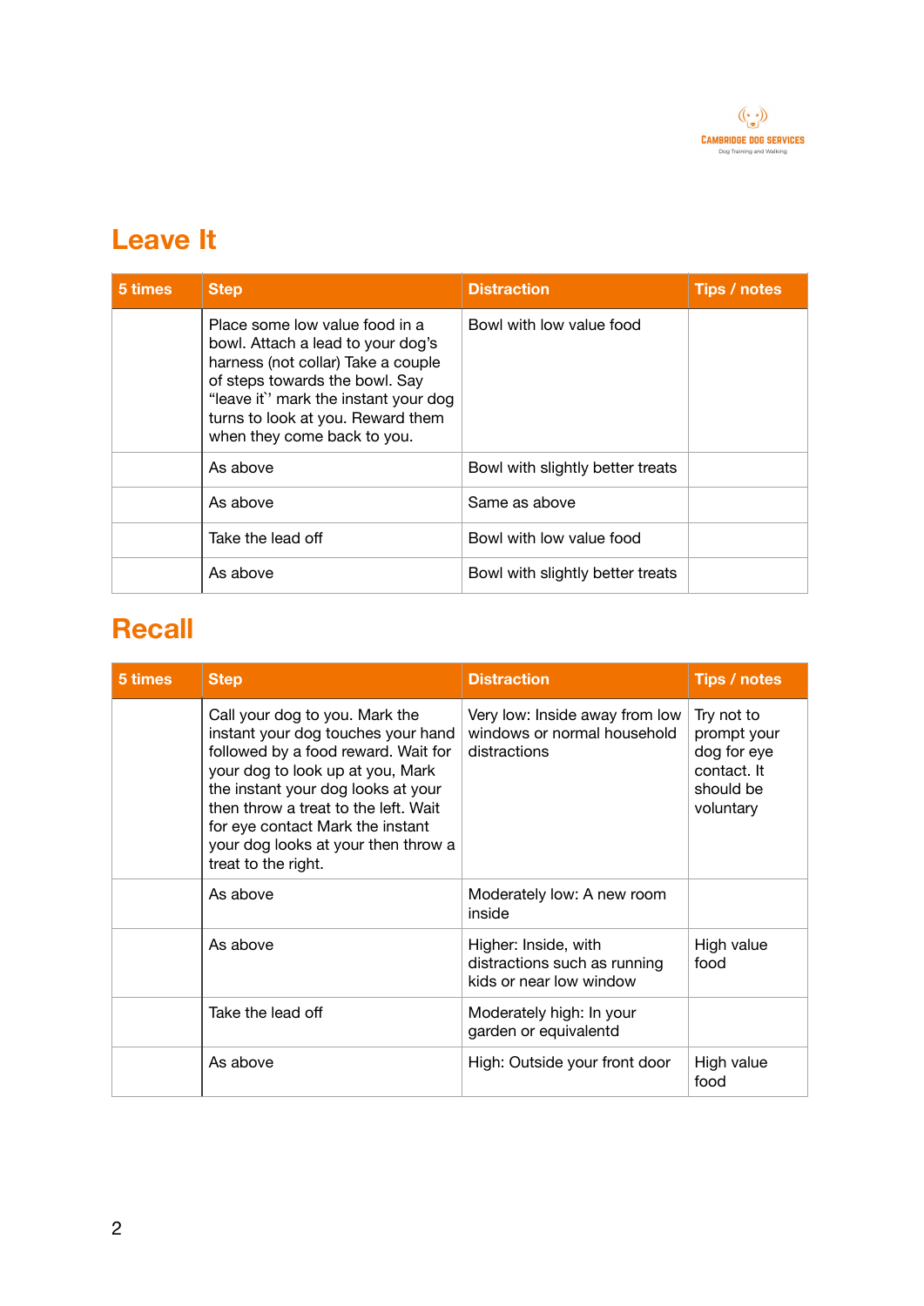## Leave It

| 5 times | Step | Distraction | Tips / notes |
|---|---|---|---|
| | Place some low value food in a bowl. Attach a lead to your dog's harness (not collar) Take a couple of steps towards the bowl. Say "leave it`' mark the instant your dog turns to look at you. Reward them when they come back to you. | Bowl with low value food | |
| | As above | Bowl with slightly better treats | |
| | As above | Same as above | |
| | Take the lead off | Bowl with low value food | |
| | As above | Bowl with slightly better treats | |

## Recall

| 5 times | Step | Distraction | Tips / notes |
|---|---|---|---|
| | Call your dog to you. Mark the instant your dog touches your hand followed by a food reward. Wait for your dog to look up at you, Mark the instant your dog looks at your then throw a treat to the left. Wait for eye contact Mark the instant your dog looks at your then throw a treat to the right. | Very low: Inside away from low windows or normal household distractions | Try not to prompt your dog for eye contact. It should be voluntary |
| | As above | Moderately low: A new room inside | |
| | As above | Higher: Inside, with distractions such as running kids or near low window | High value food |
| | Take the lead off | Moderately high: In your garden or equivalentd | |
| | As above | High: Outside your front door | High value food |